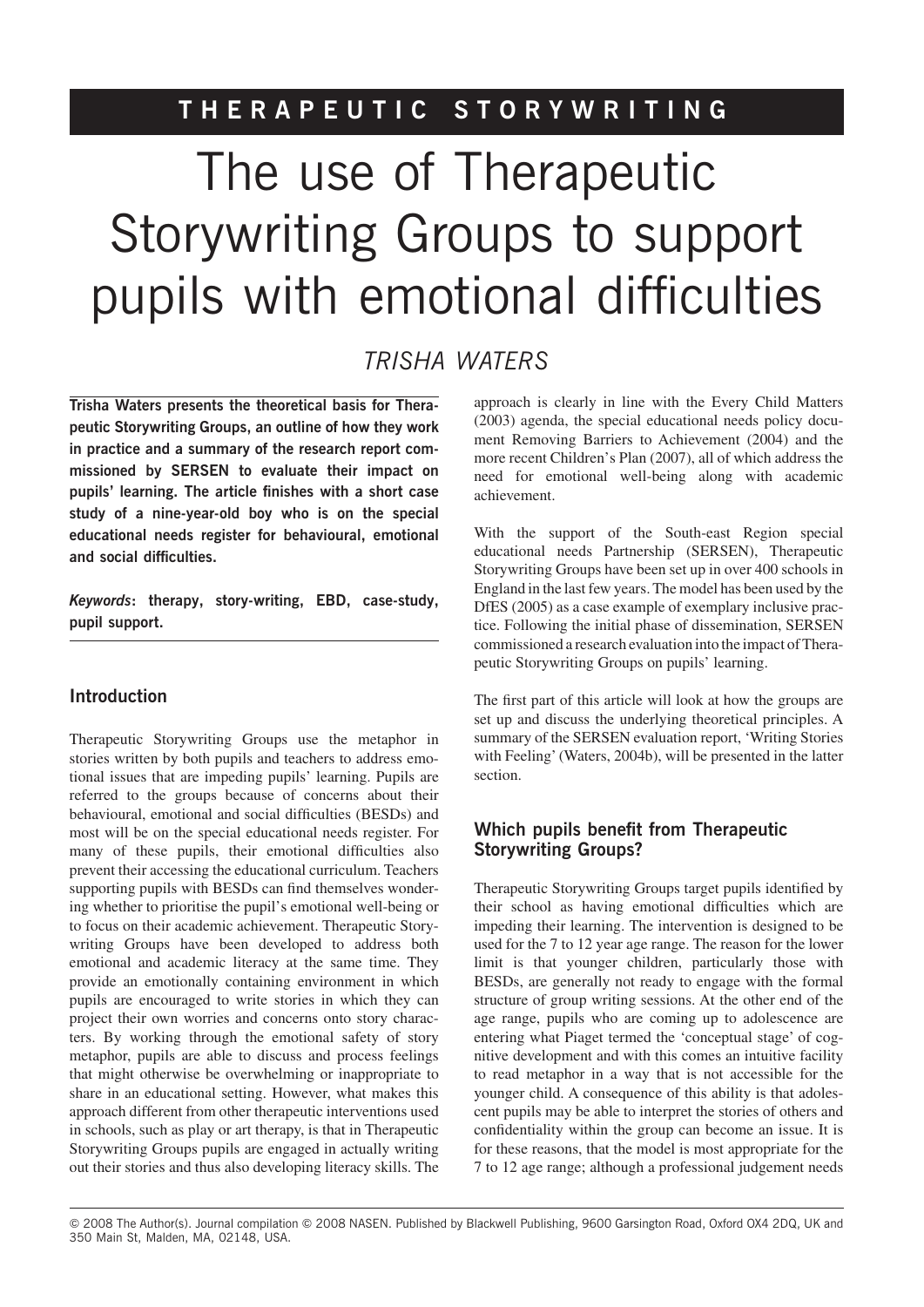THERAPEUTIC STORYWRITING

# The use of Therapeutic Storywriting Groups to support pupils with emotional difficulties

*TRISHA WATERS*

**Trisha Waters presents the theoretical basis for Therapeutic Storywriting Groups, an outline of how they work in practice and a summary of the research report commissioned by SERSEN to evaluate their impact on pupils' learning. The article finishes with a short case study of a nine-year-old boy who is on the special educational needs register for behavioural, emotional and social difficulties.**

***Keywords*: therapy, story-writing, EBD, case-study, pupil support.**

## Introduction

Therapeutic Storywriting Groups use the metaphor in stories written by both pupils and teachers to address emotional issues that are impeding pupils' learning. Pupils are referred to the groups because of concerns about their behavioural, emotional and social difficulties (BESDs) and most will be on the special educational needs register. For many of these pupils, their emotional difficulties also prevent their accessing the educational curriculum. Teachers supporting pupils with BESDs can find themselves wondering whether to prioritise the pupil's emotional well-being or to focus on their academic achievement. Therapeutic Storywriting Groups have been developed to address both emotional and academic literacy at the same time. They provide an emotionally containing environment in which pupils are encouraged to write stories in which they can project their own worries and concerns onto story characters. By working through the emotional safety of story metaphor, pupils are able to discuss and process feelings that might otherwise be overwhelming or inappropriate to share in an educational setting. However, what makes this approach different from other therapeutic interventions used in schools, such as play or art therapy, is that in Therapeutic Storywriting Groups pupils are engaged in actually writing out their stories and thus also developing literacy skills. The approach is clearly in line with the Every Child Matters (2003) agenda, the special educational needs policy document Removing Barriers to Achievement (2004) and the more recent Children's Plan (2007), all of which address the need for emotional well-being along with academic achievement.

With the support of the South-east Region special educational needs Partnership (SERSEN), Therapeutic Storywriting Groups have been set up in over 400 schools in England in the last few years. The model has been used by the DfES (2005) as a case example of exemplary inclusive practice. Following the initial phase of dissemination, SERSEN commissioned a research evaluation into the impact of Therapeutic Storywriting Groups on pupils' learning.

The first part of this article will look at how the groups are set up and discuss the underlying theoretical principles. A summary of the SERSEN evaluation report, 'Writing Stories with Feeling' (Waters, 2004b), will be presented in the latter section.

## Which pupils benefit from Therapeutic Storywriting Groups?

Therapeutic Storywriting Groups target pupils identified by their school as having emotional difficulties which are impeding their learning. The intervention is designed to be used for the 7 to 12 year age range. The reason for the lower limit is that younger children, particularly those with BESDs, are generally not ready to engage with the formal structure of group writing sessions. At the other end of the age range, pupils who are coming up to adolescence are entering what Piaget termed the 'conceptual stage' of cognitive development and with this comes an intuitive facility to read metaphor in a way that is not accessible for the younger child. A consequence of this ability is that adolescent pupils may be able to interpret the stories of others and confidentiality within the group can become an issue. It is for these reasons, that the model is most appropriate for the 7 to 12 age range; although a professional judgement needs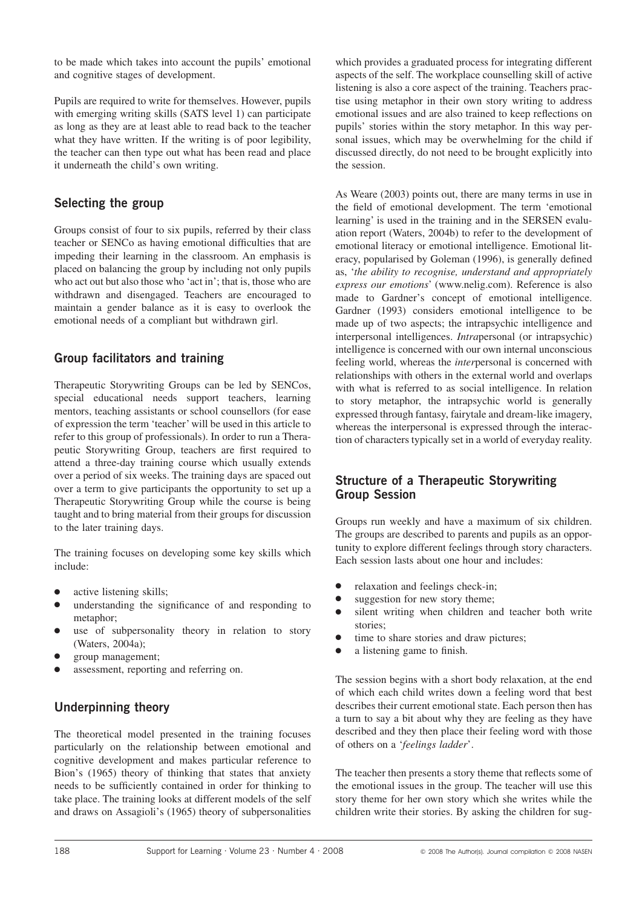to be made which takes into account the pupils' emotional and cognitive stages of development.

Pupils are required to write for themselves. However, pupils with emerging writing skills (SATS level 1) can participate as long as they are at least able to read back to the teacher what they have written. If the writing is of poor legibility, the teacher can then type out what has been read and place it underneath the child's own writing.

## Selecting the group

Groups consist of four to six pupils, referred by their class teacher or SENCo as having emotional difficulties that are impeding their learning in the classroom. An emphasis is placed on balancing the group by including not only pupils who act out but also those who 'act in'; that is, those who are withdrawn and disengaged. Teachers are encouraged to maintain a gender balance as it is easy to overlook the emotional needs of a compliant but withdrawn girl.

## Group facilitators and training

Therapeutic Storywriting Groups can be led by SENCos, special educational needs support teachers, learning mentors, teaching assistants or school counsellors (for ease of expression the term 'teacher' will be used in this article to refer to this group of professionals). In order to run a Therapeutic Storywriting Group, teachers are first required to attend a three-day training course which usually extends over a period of six weeks. The training days are spaced out over a term to give participants the opportunity to set up a Therapeutic Storywriting Group while the course is being taught and to bring material from their groups for discussion to the later training days.

The training focuses on developing some key skills which include:

- active listening skills;
- understanding the significance of and responding to metaphor;
- use of subpersonality theory in relation to story (Waters, 2004a);
- group management;
- assessment, reporting and referring on.

## Underpinning theory

The theoretical model presented in the training focuses particularly on the relationship between emotional and cognitive development and makes particular reference to Bion's (1965) theory of thinking that states that anxiety needs to be sufficiently contained in order for thinking to take place. The training looks at different models of the self and draws on Assagioli's (1965) theory of subpersonalities which provides a graduated process for integrating different aspects of the self. The workplace counselling skill of active listening is also a core aspect of the training. Teachers practise using metaphor in their own story writing to address emotional issues and are also trained to keep reflections on pupils' stories within the story metaphor. In this way personal issues, which may be overwhelming for the child if discussed directly, do not need to be brought explicitly into the session.

As Weare (2003) points out, there are many terms in use in the field of emotional development. The term 'emotional learning' is used in the training and in the SERSEN evaluation report (Waters, 2004b) to refer to the development of emotional literacy or emotional intelligence. Emotional literacy, popularised by Goleman (1996), is generally defined as, '*the ability to recognise, understand and appropriately express our emotions*' (www.nelig.com). Reference is also made to Gardner's concept of emotional intelligence. Gardner (1993) considers emotional intelligence to be made up of two aspects; the intrapsychic intelligence and interpersonal intelligences. *Intra*personal (or intrapsychic) intelligence is concerned with our own internal unconscious feeling world, whereas the *inter*personal is concerned with relationships with others in the external world and overlaps with what is referred to as social intelligence. In relation to story metaphor, the intrapsychic world is generally expressed through fantasy, fairytale and dream-like imagery, whereas the interpersonal is expressed through the interaction of characters typically set in a world of everyday reality.

## Structure of a Therapeutic Storywriting Group Session

Groups run weekly and have a maximum of six children. The groups are described to parents and pupils as an opportunity to explore different feelings through story characters. Each session lasts about one hour and includes:

- relaxation and feelings check-in;
- suggestion for new story theme;
- silent writing when children and teacher both write stories;
- time to share stories and draw pictures;
- a listening game to finish.

The session begins with a short body relaxation, at the end of which each child writes down a feeling word that best describes their current emotional state. Each person then has a turn to say a bit about why they are feeling as they have described and they then place their feeling word with those of others on a '*feelings ladder*'.

The teacher then presents a story theme that reflects some of the emotional issues in the group. The teacher will use this story theme for her own story which she writes while the children write their stories. By asking the children for sug-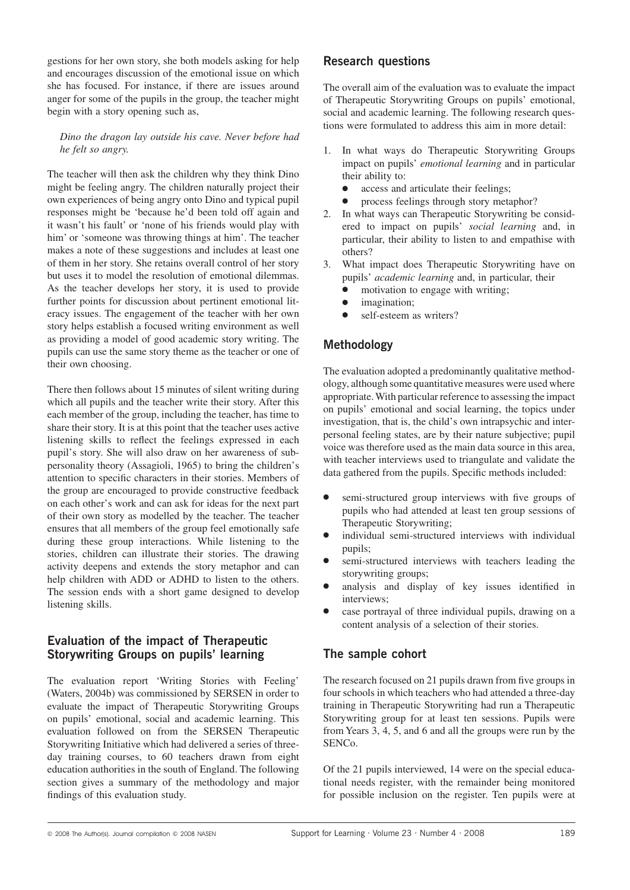gestions for her own story, she both models asking for help and encourages discussion of the emotional issue on which she has focused. For instance, if there are issues around anger for some of the pupils in the group, the teacher might begin with a story opening such as,

*Dino the dragon lay outside his cave. Never before had he felt so angry.*

The teacher will then ask the children why they think Dino might be feeling angry. The children naturally project their own experiences of being angry onto Dino and typical pupil responses might be 'because he'd been told off again and it wasn't his fault' or 'none of his friends would play with him' or 'someone was throwing things at him'. The teacher makes a note of these suggestions and includes at least one of them in her story. She retains overall control of her story but uses it to model the resolution of emotional dilemmas. As the teacher develops her story, it is used to provide further points for discussion about pertinent emotional literacy issues. The engagement of the teacher with her own story helps establish a focused writing environment as well as providing a model of good academic story writing. The pupils can use the same story theme as the teacher or one of their own choosing.

There then follows about 15 minutes of silent writing during which all pupils and the teacher write their story. After this each member of the group, including the teacher, has time to share their story. It is at this point that the teacher uses active listening skills to reflect the feelings expressed in each pupil's story. She will also draw on her awareness of subpersonality theory (Assagioli, 1965) to bring the children's attention to specific characters in their stories. Members of the group are encouraged to provide constructive feedback on each other's work and can ask for ideas for the next part of their own story as modelled by the teacher. The teacher ensures that all members of the group feel emotionally safe during these group interactions. While listening to the stories, children can illustrate their stories. The drawing activity deepens and extends the story metaphor and can help children with ADD or ADHD to listen to the others. The session ends with a short game designed to develop listening skills.

## Evaluation of the impact of Therapeutic Storywriting Groups on pupils' learning

The evaluation report 'Writing Stories with Feeling' (Waters, 2004b) was commissioned by SERSEN in order to evaluate the impact of Therapeutic Storywriting Groups on pupils' emotional, social and academic learning. This evaluation followed on from the SERSEN Therapeutic Storywriting Initiative which had delivered a series of three-day training courses, to 60 teachers drawn from eight education authorities in the south of England. The following section gives a summary of the methodology and major findings of this evaluation study.

## Research questions

The overall aim of the evaluation was to evaluate the impact of Therapeutic Storywriting Groups on pupils' emotional, social and academic learning. The following research questions were formulated to address this aim in more detail:

1. In what ways do Therapeutic Storywriting Groups impact on pupils' *emotional learning* and in particular their ability to:
   - access and articulate their feelings;
   - process feelings through story metaphor?
2. In what ways can Therapeutic Storywriting be considered to impact on pupils' *social learning* and, in particular, their ability to listen to and empathise with others?
3. What impact does Therapeutic Storywriting have on pupils' *academic learning* and, in particular, their
   - motivation to engage with writing;
   - imagination;
   - self-esteem as writers?

## Methodology

The evaluation adopted a predominantly qualitative methodology, although some quantitative measures were used where appropriate. With particular reference to assessing the impact on pupils' emotional and social learning, the topics under investigation, that is, the child's own intrapsychic and interpersonal feeling states, are by their nature subjective; pupil voice was therefore used as the main data source in this area, with teacher interviews used to triangulate and validate the data gathered from the pupils. Specific methods included:

- semi-structured group interviews with five groups of pupils who had attended at least ten group sessions of Therapeutic Storywriting;
- individual semi-structured interviews with individual pupils;
- semi-structured interviews with teachers leading the storywriting groups;
- analysis and display of key issues identified in interviews;
- case portrayal of three individual pupils, drawing on a content analysis of a selection of their stories.

## The sample cohort

The research focused on 21 pupils drawn from five groups in four schools in which teachers who had attended a three-day training in Therapeutic Storywriting had run a Therapeutic Storywriting group for at least ten sessions. Pupils were from Years 3, 4, 5, and 6 and all the groups were run by the SENCo.

Of the 21 pupils interviewed, 14 were on the special educational needs register, with the remainder being monitored for possible inclusion on the register. Ten pupils were at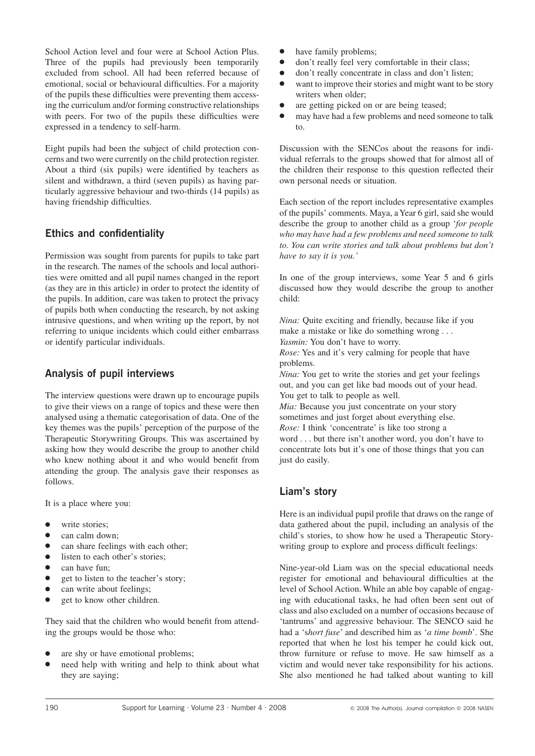School Action level and four were at School Action Plus. Three of the pupils had previously been temporarily excluded from school. All had been referred because of emotional, social or behavioural difficulties. For a majority of the pupils these difficulties were preventing them accessing the curriculum and/or forming constructive relationships with peers. For two of the pupils these difficulties were expressed in a tendency to self-harm.

Eight pupils had been the subject of child protection concerns and two were currently on the child protection register. About a third (six pupils) were identified by teachers as silent and withdrawn, a third (seven pupils) as having particularly aggressive behaviour and two-thirds (14 pupils) as having friendship difficulties.

## Ethics and confidentiality

Permission was sought from parents for pupils to take part in the research. The names of the schools and local authorities were omitted and all pupil names changed in the report (as they are in this article) in order to protect the identity of the pupils. In addition, care was taken to protect the privacy of pupils both when conducting the research, by not asking intrusive questions, and when writing up the report, by not referring to unique incidents which could either embarrass or identify particular individuals.

## Analysis of pupil interviews

The interview questions were drawn up to encourage pupils to give their views on a range of topics and these were then analysed using a thematic categorisation of data. One of the key themes was the pupils' perception of the purpose of the Therapeutic Storywriting Groups. This was ascertained by asking how they would describe the group to another child who knew nothing about it and who would benefit from attending the group. The analysis gave their responses as follows.

It is a place where you:

- write stories;
- can calm down;
- can share feelings with each other;
- listen to each other's stories;
- can have fun;
- get to listen to the teacher's story;
- can write about feelings;
- get to know other children.

They said that the children who would benefit from attending the groups would be those who:

- are shy or have emotional problems;
- need help with writing and help to think about what they are saying;
- have family problems;
- don't really feel very comfortable in their class;
- don't really concentrate in class and don't listen;
- want to improve their stories and might want to be story writers when older;
- are getting picked on or are being teased;
- may have had a few problems and need someone to talk to.

Discussion with the SENCos about the reasons for individual referrals to the groups showed that for almost all of the children their response to this question reflected their own personal needs or situation.

Each section of the report includes representative examples of the pupils' comments. Maya, a Year 6 girl, said she would describe the group to another child as a group '*for people who may have had a few problems and need someone to talk to. You can write stories and talk about problems but don't have to say it is you.'*

In one of the group interviews, some Year 5 and 6 girls discussed how they would describe the group to another child:

*Nina:* Quite exciting and friendly, because like if you make a mistake or like do something wrong . . .
*Yasmin:* You don't have to worry.
*Rose:* Yes and it's very calming for people that have problems.
*Nina:* You get to write the stories and get your feelings out, and you can get like bad moods out of your head. You get to talk to people as well.
*Mia:* Because you just concentrate on your story sometimes and just forget about everything else.
*Rose:* I think 'concentrate' is like too strong a word . . . but there isn't another word, you don't have to concentrate lots but it's one of those things that you can just do easily.

## Liam's story

Here is an individual pupil profile that draws on the range of data gathered about the pupil, including an analysis of the child's stories, to show how he used a Therapeutic Storywriting group to explore and process difficult feelings:

Nine-year-old Liam was on the special educational needs register for emotional and behavioural difficulties at the level of School Action. While an able boy capable of engaging with educational tasks, he had often been sent out of class and also excluded on a number of occasions because of 'tantrums' and aggressive behaviour. The SENCO said he had a 's*hort fuse*' and described him as '*a time bomb*'. She reported that when he lost his temper he could kick out, throw furniture or refuse to move. He saw himself as a victim and would never take responsibility for his actions. She also mentioned he had talked about wanting to kill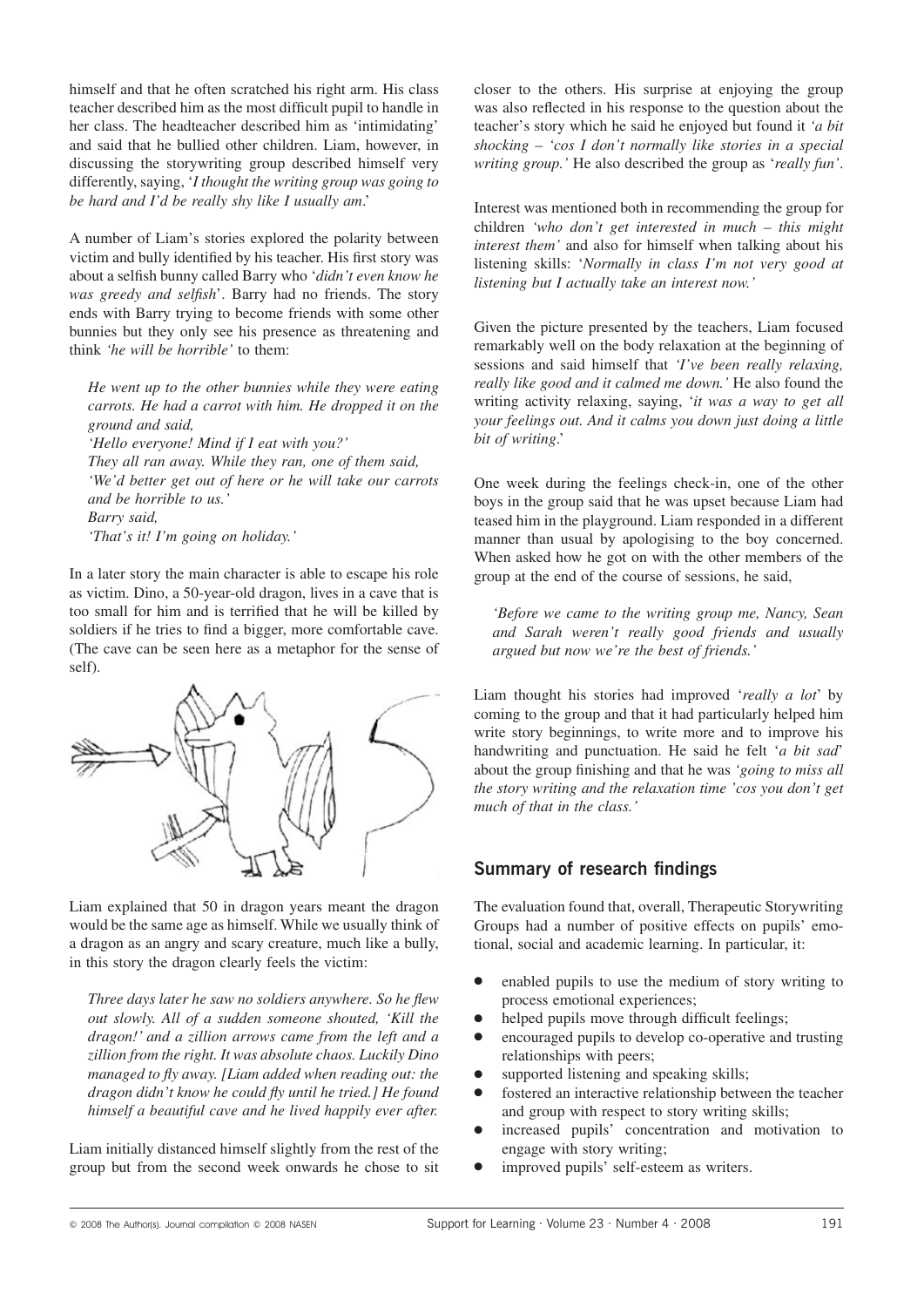himself and that he often scratched his right arm. His class teacher described him as the most difficult pupil to handle in her class. The headteacher described him as 'intimidating' and said that he bullied other children. Liam, however, in discussing the storywriting group described himself very differently, saying, '*I thought the writing group was going to be hard and I'd be really shy like I usually am*.'

A number of Liam's stories explored the polarity between victim and bully identified by his teacher. His first story was about a selfish bunny called Barry who '*didn't even know he was greedy and selfish*'. Barry had no friends. The story ends with Barry trying to become friends with some other bunnies but they only see his presence as threatening and think *'he will be horrible'* to them:

> *He went up to the other bunnies while they were eating carrots. He had a carrot with him. He dropped it on the ground and said,*
> *'Hello everyone! Mind if I eat with you?'*
> *They all ran away. While they ran, one of them said, 'We'd better get out of here or he will take our carrots and be horrible to us.'*
> *Barry said,*
> *'That's it! I'm going on holiday.'*

In a later story the main character is able to escape his role as victim. Dino, a 50-year-old dragon, lives in a cave that is too small for him and is terrified that he will be killed by soldiers if he tries to find a bigger, more comfortable cave. (The cave can be seen here as a metaphor for the sense of self).

Liam explained that 50 in dragon years meant the dragon would be the same age as himself. While we usually think of a dragon as an angry and scary creature, much like a bully, in this story the dragon clearly feels the victim:

> *Three days later he saw no soldiers anywhere. So he flew out slowly. All of a sudden someone shouted, 'Kill the dragon!' and a zillion arrows came from the left and a zillion from the right. It was absolute chaos. Luckily Dino managed to fly away. [Liam added when reading out: the dragon didn't know he could fly until he tried.] He found himself a beautiful cave and he lived happily ever after.*

Liam initially distanced himself slightly from the rest of the group but from the second week onwards he chose to sit closer to the others. His surprise at enjoying the group was also reflected in his response to the question about the teacher's story which he said he enjoyed but found it *'a bit shocking – 'cos I don't normally like stories in a special writing group.'* He also described the group as '*really fun*'.

Interest was mentioned both in recommending the group for children *'who don't get interested in much – this might interest them'* and also for himself when talking about his listening skills: '*Normally in class I'm not very good at listening but I actually take an interest now.'*

Given the picture presented by the teachers, Liam focused remarkably well on the body relaxation at the beginning of sessions and said himself that *'I've been really relaxing, really like good and it calmed me down.'* He also found the writing activity relaxing, saying, '*it was a way to get all your feelings out. And it calms you down just doing a little bit of writing*.'

One week during the feelings check-in, one of the other boys in the group said that he was upset because Liam had teased him in the playground. Liam responded in a different manner than usual by apologising to the boy concerned. When asked how he got on with the other members of the group at the end of the course of sessions, he said,

> *'Before we came to the writing group me, Nancy, Sean and Sarah weren't really good friends and usually argued but now we're the best of friends.'*

Liam thought his stories had improved '*really a lot*' by coming to the group and that it had particularly helped him write story beginnings, to write more and to improve his handwriting and punctuation. He said he felt '*a bit sad*' about the group finishing and that he was *'going to miss all the story writing and the relaxation time 'cos you don't get much of that in the class.'*

## Summary of research findings

The evaluation found that, overall, Therapeutic Storywriting Groups had a number of positive effects on pupils' emotional, social and academic learning. In particular, it:

- enabled pupils to use the medium of story writing to process emotional experiences;
- helped pupils move through difficult feelings;
- encouraged pupils to develop co-operative and trusting relationships with peers;
- supported listening and speaking skills;
- fostered an interactive relationship between the teacher and group with respect to story writing skills;
- increased pupils' concentration and motivation to engage with story writing;
- improved pupils' self-esteem as writers.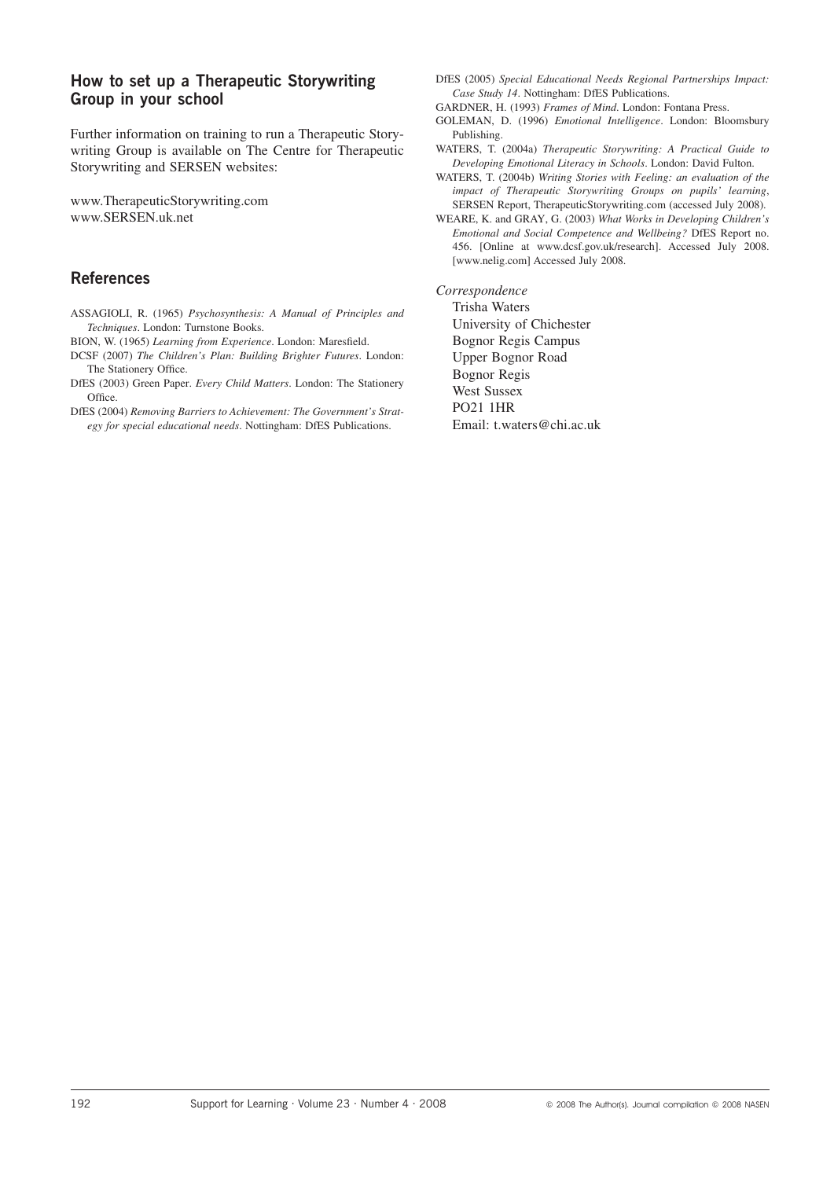## How to set up a Therapeutic Storywriting Group in your school

Further information on training to run a Therapeutic Storywriting Group is available on The Centre for Therapeutic Storywriting and SERSEN websites:

www.TherapeuticStorywriting.com
www.SERSEN.uk.net

## References

ASSAGIOLI, R. (1965) *Psychosynthesis: A Manual of Principles and Techniques*. London: Turnstone Books.

BION, W. (1965) *Learning from Experience*. London: Maresfield.

DCSF (2007) *The Children's Plan: Building Brighter Futures*. London: The Stationery Office.

DfES (2003) Green Paper. *Every Child Matters*. London: The Stationery Office.

DfES (2004) *Removing Barriers to Achievement: The Government's Strategy for special educational needs*. Nottingham: DfES Publications.

DfES (2005) *Special Educational Needs Regional Partnerships Impact: Case Study 14*. Nottingham: DfES Publications.

GARDNER, H. (1993) *Frames of Mind*. London: Fontana Press.

GOLEMAN, D. (1996) *Emotional Intelligence*. London: Bloomsbury Publishing.

WATERS, T. (2004a) *Therapeutic Storywriting: A Practical Guide to Developing Emotional Literacy in Schools*. London: David Fulton.

WATERS, T. (2004b) *Writing Stories with Feeling: an evaluation of the impact of Therapeutic Storywriting Groups on pupils' learning*, SERSEN Report, TherapeuticStorywriting.com (accessed July 2008).

WEARE, K. and GRAY, G. (2003) *What Works in Developing Children's Emotional and Social Competence and Wellbeing?* DfES Report no. 456. [Online at www.dcsf.gov.uk/research]. Accessed July 2008. [www.nelig.com] Accessed July 2008.

*Correspondence*
Trisha Waters
University of Chichester
Bognor Regis Campus
Upper Bognor Road
Bognor Regis
West Sussex
PO21 1HR
Email: t.waters@chi.ac.uk